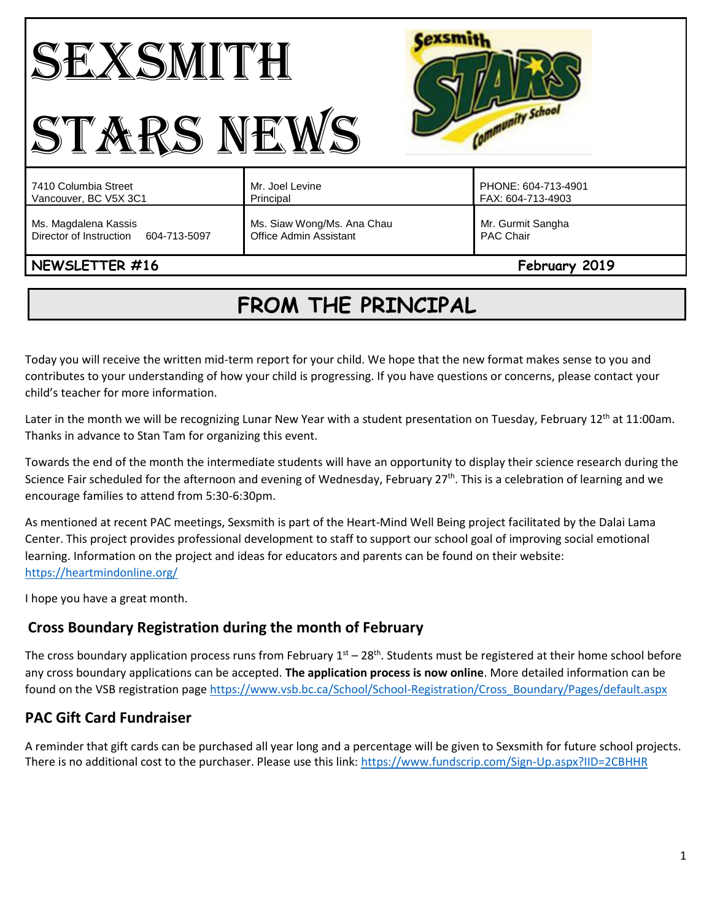# SEXSMITH STARS NEWS

| 7410 Columbia Street<br>Vancouver, BC V5X 3C1 | Mr. Joel Levine<br>Principal | PHONE: 604-713-4901<br>FAX: 604-713-4903 |
|---|---|---|
| Ms. Magdalena Kassis<br>Director of Instruction 604-713-5097 | Ms. Siaw Wong/Ms. Ana Chau<br>Office Admin Assistant | Mr. Gurmit Sangha<br>PAC Chair |

**NEWSLETTER #16** **February 2019**

## FROM THE PRINCIPAL

Today you will receive the written mid-term report for your child. We hope that the new format makes sense to you and contributes to your understanding of how your child is progressing. If you have questions or concerns, please contact your child's teacher for more information.

Later in the month we will be recognizing Lunar New Year with a student presentation on Tuesday, February 12th at 11:00am. Thanks in advance to Stan Tam for organizing this event.

Towards the end of the month the intermediate students will have an opportunity to display their science research during the Science Fair scheduled for the afternoon and evening of Wednesday, February 27th. This is a celebration of learning and we encourage families to attend from 5:30-6:30pm.

As mentioned at recent PAC meetings, Sexsmith is part of the Heart-Mind Well Being project facilitated by the Dalai Lama Center. This project provides professional development to staff to support our school goal of improving social emotional learning. Information on the project and ideas for educators and parents can be found on their website: https://heartmindonline.org/

I hope you have a great month.

### Cross Boundary Registration during the month of February

The cross boundary application process runs from February 1st – 28th. Students must be registered at their home school before any cross boundary applications can be accepted. **The application process is now online**. More detailed information can be found on the VSB registration page https://www.vsb.bc.ca/School/School-Registration/Cross_Boundary/Pages/default.aspx

### PAC Gift Card Fundraiser

A reminder that gift cards can be purchased all year long and a percentage will be given to Sexsmith for future school projects. There is no additional cost to the purchaser. Please use this link: https://www.fundscrip.com/Sign-Up.aspx?IID=2CBHHR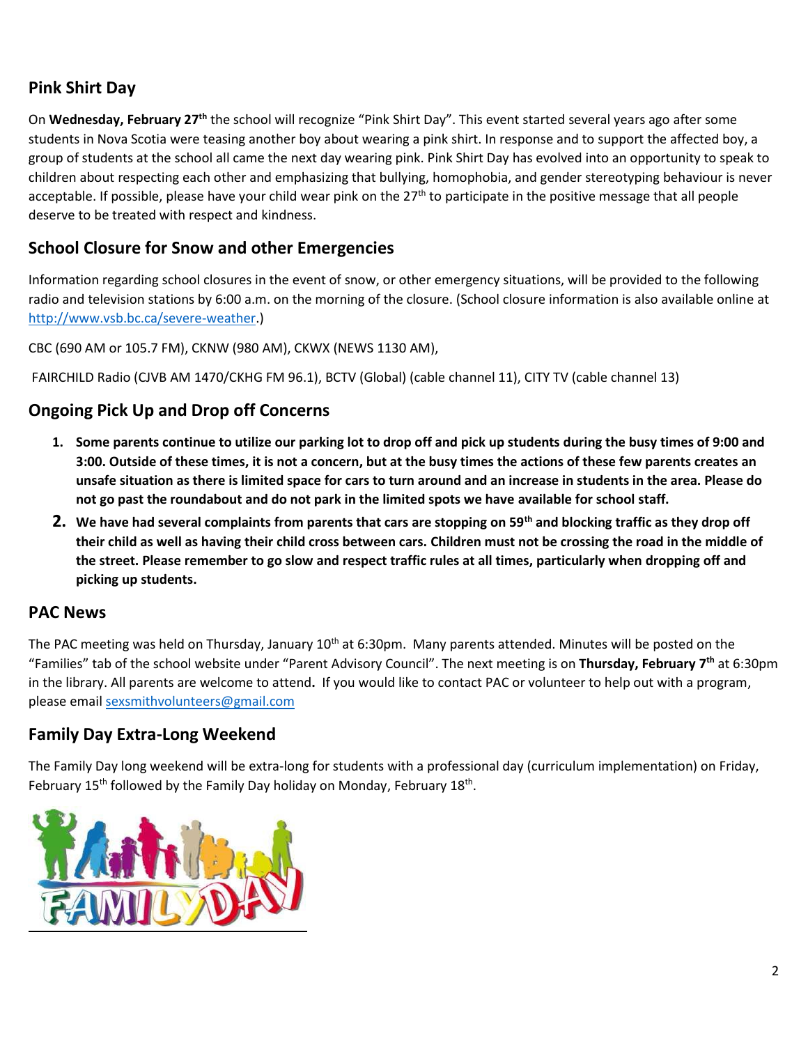## Pink Shirt Day

On **Wednesday, February 27th** the school will recognize "Pink Shirt Day". This event started several years ago after some students in Nova Scotia were teasing another boy about wearing a pink shirt. In response and to support the affected boy, a group of students at the school all came the next day wearing pink. Pink Shirt Day has evolved into an opportunity to speak to children about respecting each other and emphasizing that bullying, homophobia, and gender stereotyping behaviour is never acceptable. If possible, please have your child wear pink on the 27th to participate in the positive message that all people deserve to be treated with respect and kindness.

## School Closure for Snow and other Emergencies

Information regarding school closures in the event of snow, or other emergency situations, will be provided to the following radio and television stations by 6:00 a.m. on the morning of the closure. (School closure information is also available online at http://www.vsb.bc.ca/severe-weather.)

CBC (690 AM or 105.7 FM), CKNW (980 AM), CKWX (NEWS 1130 AM),

FAIRCHILD Radio (CJVB AM 1470/CKHG FM 96.1), BCTV (Global) (cable channel 11), CITY TV (cable channel 13)

## Ongoing Pick Up and Drop off Concerns

1. **Some parents continue to utilize our parking lot to drop off and pick up students during the busy times of 9:00 and 3:00. Outside of these times, it is not a concern, but at the busy times the actions of these few parents creates an unsafe situation as there is limited space for cars to turn around and an increase in students in the area. Please do not go past the roundabout and do not park in the limited spots we have available for school staff.**
2. **We have had several complaints from parents that cars are stopping on 59th and blocking traffic as they drop off their child as well as having their child cross between cars. Children must not be crossing the road in the middle of the street. Please remember to go slow and respect traffic rules at all times, particularly when dropping off and picking up students.**

## PAC News

The PAC meeting was held on Thursday, January 10th at 6:30pm. Many parents attended. Minutes will be posted on the "Families" tab of the school website under "Parent Advisory Council". The next meeting is on **Thursday, February 7th** at 6:30pm in the library. All parents are welcome to attend**.** If you would like to contact PAC or volunteer to help out with a program, please email sexsmithvolunteers@gmail.com

## Family Day Extra-Long Weekend

The Family Day long weekend will be extra-long for students with a professional day (curriculum implementation) on Friday, February 15th followed by the Family Day holiday on Monday, February 18th.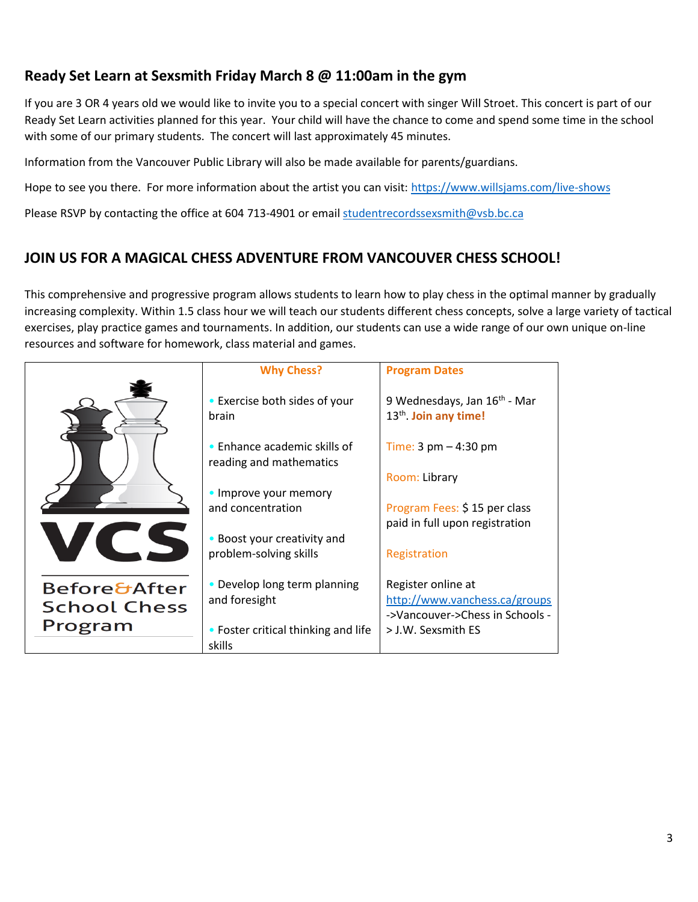## Ready Set Learn at Sexsmith Friday March 8 @ 11:00am in the gym

If you are 3 OR 4 years old we would like to invite you to a special concert with singer Will Stroet. This concert is part of our Ready Set Learn activities planned for this year. Your child will have the chance to come and spend some time in the school with some of our primary students. The concert will last approximately 45 minutes.

Information from the Vancouver Public Library will also be made available for parents/guardians.

Hope to see you there. For more information about the artist you can visit: https://www.willsjams.com/live-shows

Please RSVP by contacting the office at 604 713-4901 or email studentrecordssexsmith@vsb.bc.ca

## JOIN US FOR A MAGICAL CHESS ADVENTURE FROM VANCOUVER CHESS SCHOOL!

This comprehensive and progressive program allows students to learn how to play chess in the optimal manner by gradually increasing complexity. Within 1.5 class hour we will teach our students different chess concepts, solve a large variety of tactical exercises, play practice games and tournaments. In addition, our students can use a wide range of our own unique on-line resources and software for homework, class material and games.

| | Why Chess? | Program Dates |
|---|---|---|
| VCS<br>Before&After School Chess Program | • Exercise both sides of your brain<br>• Enhance academic skills of reading and mathematics<br>• Improve your memory and concentration<br>• Boost your creativity and problem-solving skills<br>• Develop long term planning and foresight<br>• Foster critical thinking and life skills | 9 Wednesdays, Jan 16th - Mar 13th. **Join any time!**<br>Time: 3 pm – 4:30 pm<br>Room: Library<br>Program Fees: $ 15 per class paid in full upon registration<br>Registration<br>Register online at http://www.vanchess.ca/groups ->Vancouver->Chess in Schools -> J.W. Sexsmith ES |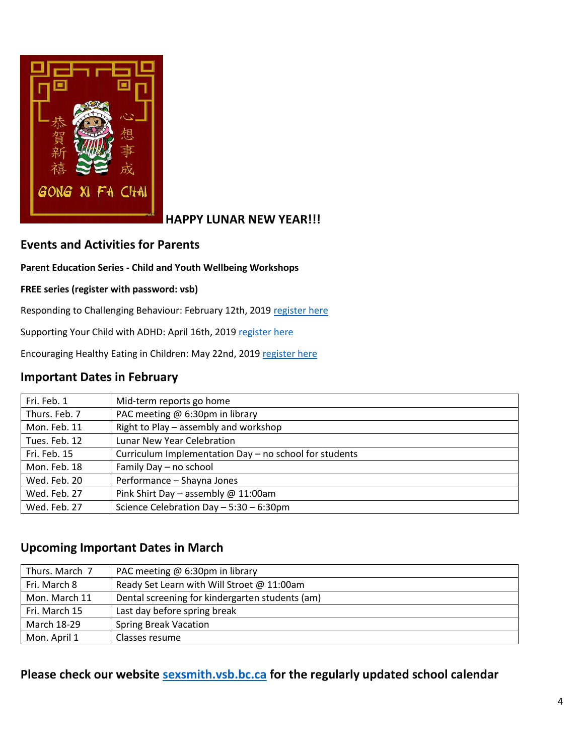**HAPPY LUNAR NEW YEAR!!!**

## Events and Activities for Parents

**Parent Education Series - Child and Youth Wellbeing Workshops**

**FREE series (register with password: vsb)**

Responding to Challenging Behaviour: February 12th, 2019 [register here]

Supporting Your Child with ADHD: April 16th, 2019 [register here]

Encouraging Healthy Eating in Children: May 22nd, 2019 [register here]

## Important Dates in February

| | |
|---|---|
| Fri. Feb. 1 | Mid-term reports go home |
| Thurs. Feb. 7 | PAC meeting @ 6:30pm in library |
| Mon. Feb. 11 | Right to Play – assembly and workshop |
| Tues. Feb. 12 | Lunar New Year Celebration |
| Fri. Feb. 15 | Curriculum Implementation Day – no school for students |
| Mon. Feb. 18 | Family Day – no school |
| Wed. Feb. 20 | Performance – Shayna Jones |
| Wed. Feb. 27 | Pink Shirt Day – assembly @ 11:00am |
| Wed. Feb. 27 | Science Celebration Day – 5:30 – 6:30pm |

## Upcoming Important Dates in March

| | |
|---|---|
| Thurs. March 7 | PAC meeting @ 6:30pm in library |
| Fri. March 8 | Ready Set Learn with Will Stroet @ 11:00am |
| Mon. March 11 | Dental screening for kindergarten students (am) |
| Fri. March 15 | Last day before spring break |
| March 18-29 | Spring Break Vacation |
| Mon. April 1 | Classes resume |

## Please check our website sexsmith.vsb.bc.ca for the regularly updated school calendar